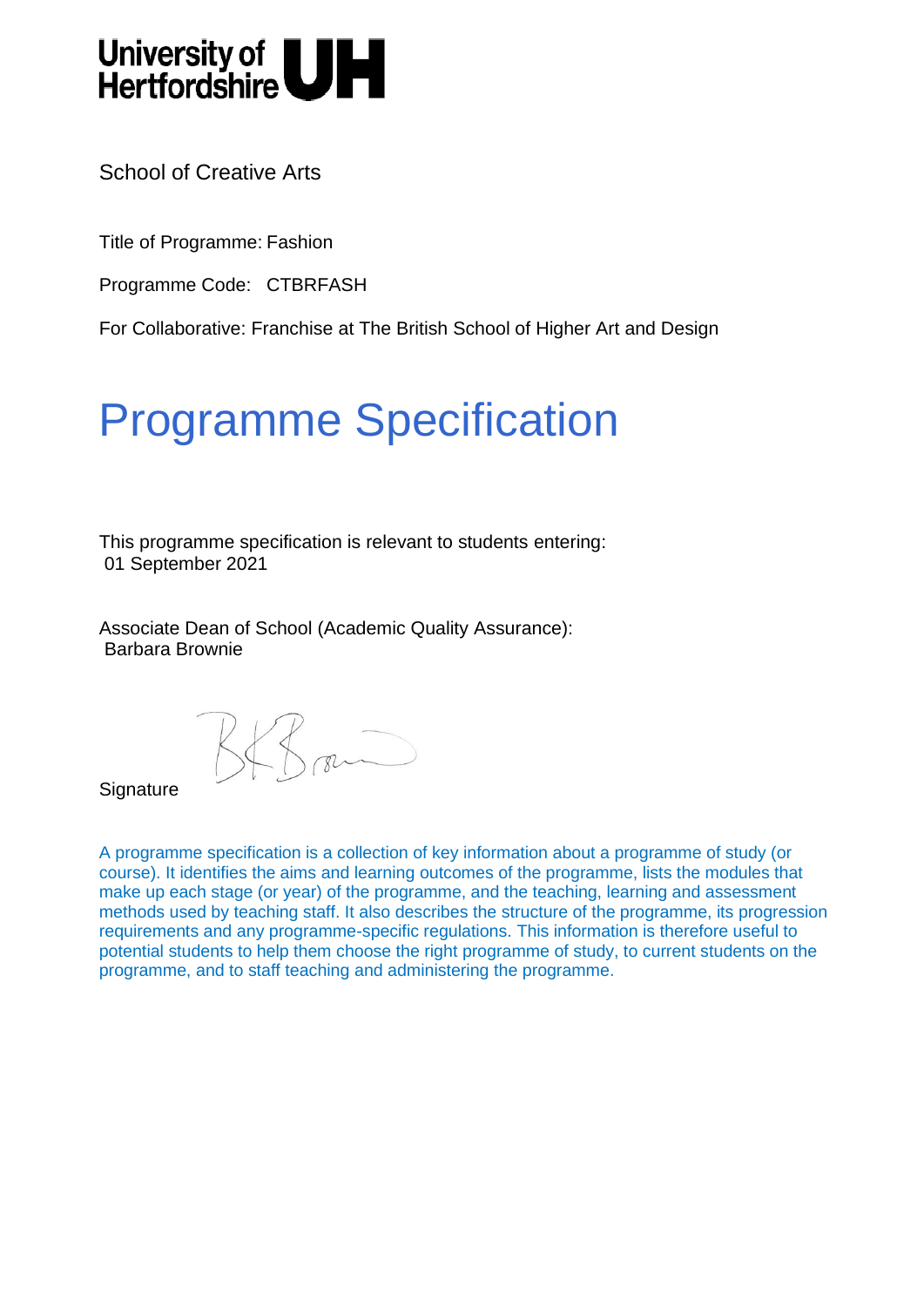University of Hertfordshire UH

School of Creative Arts

Title of Programme: Fashion

Programme Code: CTBRFASH

For Collaborative: Franchise at The British School of Higher Art and Design

# Programme Specification

This programme specification is relevant to students entering:
01 September 2021

Associate Dean of School (Academic Quality Assurance):
Barbara Brownie

Signature

A programme specification is a collection of key information about a programme of study (or course). It identifies the aims and learning outcomes of the programme, lists the modules that make up each stage (or year) of the programme, and the teaching, learning and assessment methods used by teaching staff. It also describes the structure of the programme, its progression requirements and any programme-specific regulations. This information is therefore useful to potential students to help them choose the right programme of study, to current students on the programme, and to staff teaching and administering the programme.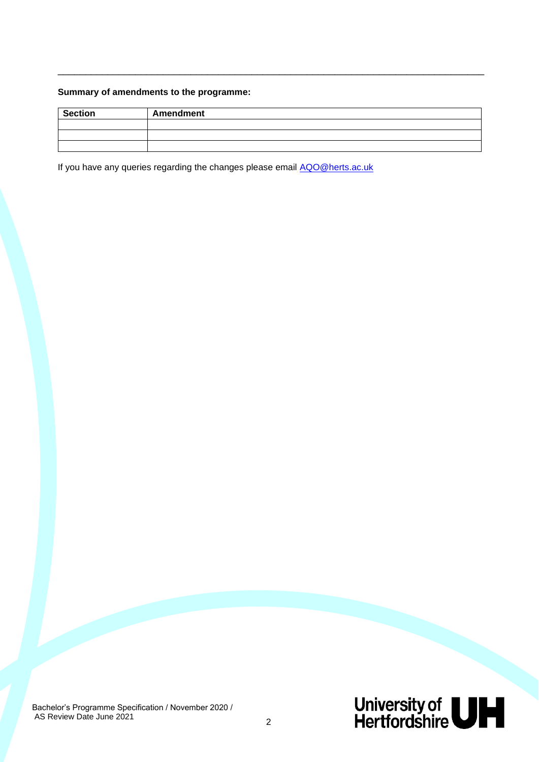**Summary of amendments to the programme:**

| Section | Amendment |
| --- | --- |
| | |
| | |
| | |

If you have any queries regarding the changes please email AQO@herts.ac.uk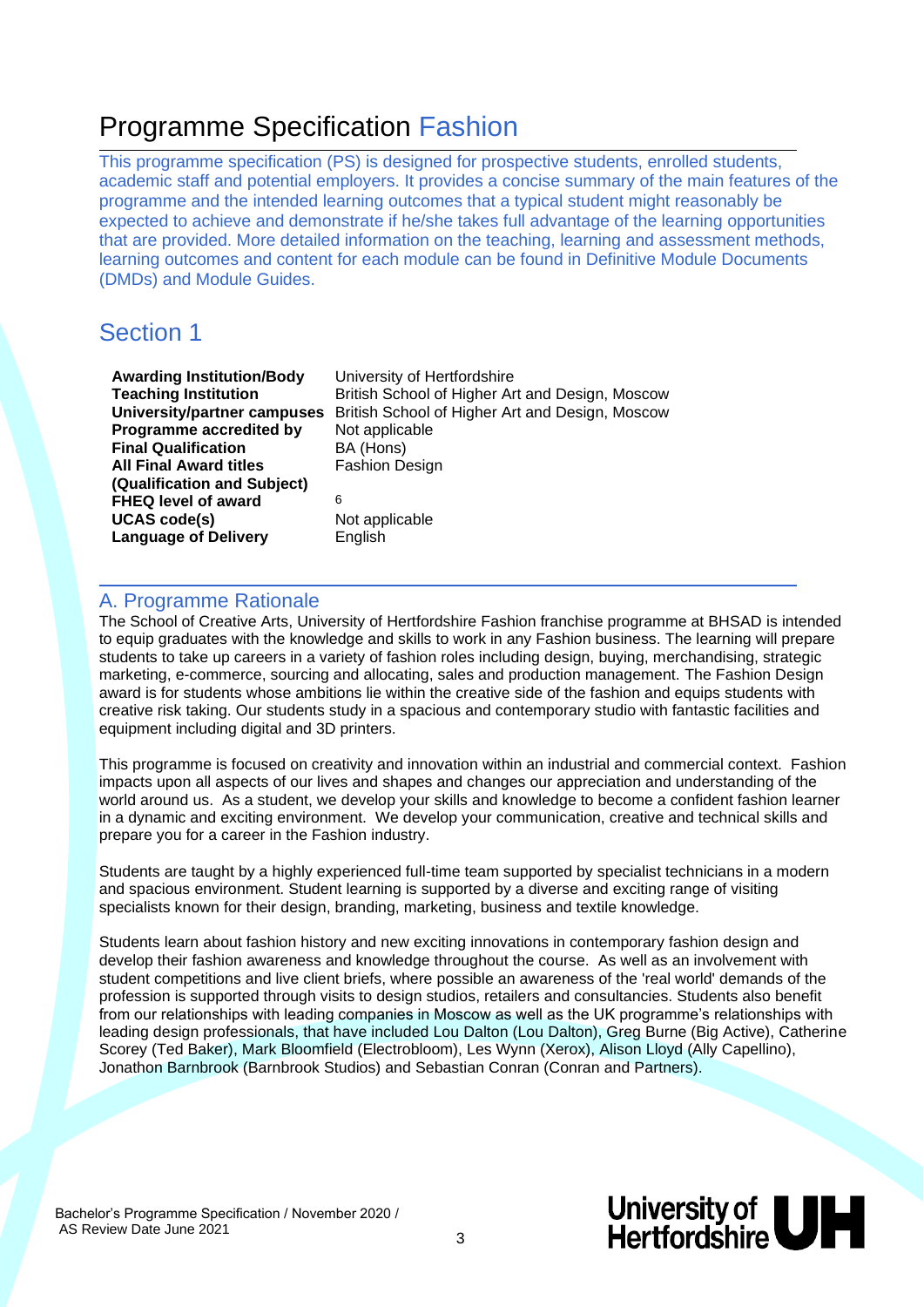# Programme Specification Fashion

This programme specification (PS) is designed for prospective students, enrolled students, academic staff and potential employers. It provides a concise summary of the main features of the programme and the intended learning outcomes that a typical student might reasonably be expected to achieve and demonstrate if he/she takes full advantage of the learning opportunities that are provided. More detailed information on the teaching, learning and assessment methods, learning outcomes and content for each module can be found in Definitive Module Documents (DMDs) and Module Guides.

## Section 1

| | |
|---|---|
| **Awarding Institution/Body** | University of Hertfordshire |
| **Teaching Institution** | British School of Higher Art and Design, Moscow |
| **University/partner campuses** | British School of Higher Art and Design, Moscow |
| **Programme accredited by** | Not applicable |
| **Final Qualification** | BA (Hons) |
| **All Final Award titles (Qualification and Subject)** | Fashion Design |
| **FHEQ level of award** | 6 |
| **UCAS code(s)** | Not applicable |
| **Language of Delivery** | English |

### A. Programme Rationale

The School of Creative Arts, University of Hertfordshire Fashion franchise programme at BHSAD is intended to equip graduates with the knowledge and skills to work in any Fashion business. The learning will prepare students to take up careers in a variety of fashion roles including design, buying, merchandising, strategic marketing, e-commerce, sourcing and allocating, sales and production management. The Fashion Design award is for students whose ambitions lie within the creative side of the fashion and equips students with creative risk taking. Our students study in a spacious and contemporary studio with fantastic facilities and equipment including digital and 3D printers.

This programme is focused on creativity and innovation within an industrial and commercial context. Fashion impacts upon all aspects of our lives and shapes and changes our appreciation and understanding of the world around us. As a student, we develop your skills and knowledge to become a confident fashion learner in a dynamic and exciting environment. We develop your communication, creative and technical skills and prepare you for a career in the Fashion industry.

Students are taught by a highly experienced full-time team supported by specialist technicians in a modern and spacious environment. Student learning is supported by a diverse and exciting range of visiting specialists known for their design, branding, marketing, business and textile knowledge.

Students learn about fashion history and new exciting innovations in contemporary fashion design and develop their fashion awareness and knowledge throughout the course. As well as an involvement with student competitions and live client briefs, where possible an awareness of the 'real world' demands of the profession is supported through visits to design studios, retailers and consultancies. Students also benefit from our relationships with leading companies in Moscow as well as the UK programme's relationships with leading design professionals, that have included Lou Dalton (Lou Dalton), Greg Burne (Big Active), Catherine Scorey (Ted Baker), Mark Bloomfield (Electrobloom), Les Wynn (Xerox), Alison Lloyd (Ally Capellino), Jonathon Barnbrook (Barnbrook Studios) and Sebastian Conran (Conran and Partners).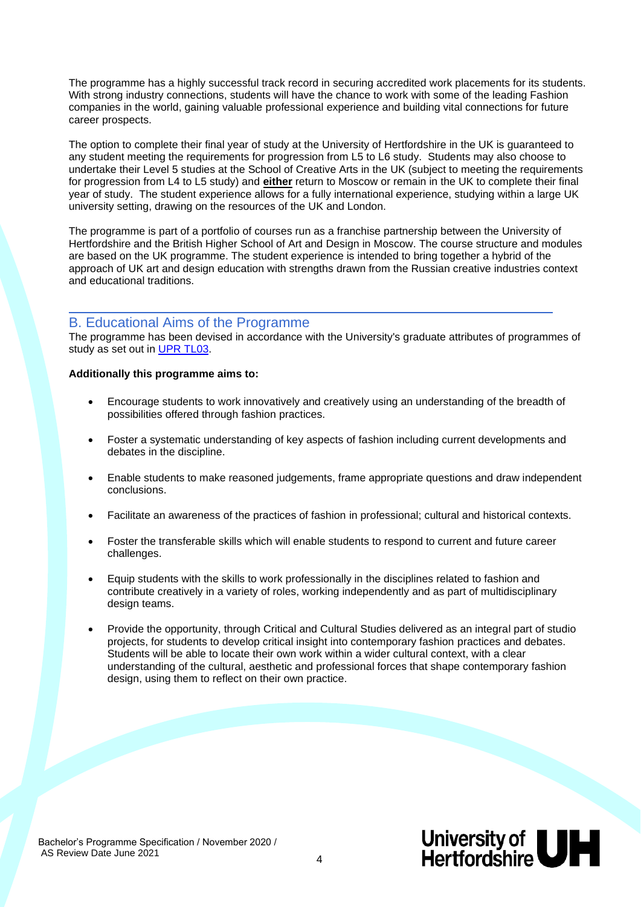The programme has a highly successful track record in securing accredited work placements for its students. With strong industry connections, students will have the chance to work with some of the leading Fashion companies in the world, gaining valuable professional experience and building vital connections for future career prospects.

The option to complete their final year of study at the University of Hertfordshire in the UK is guaranteed to any student meeting the requirements for progression from L5 to L6 study. Students may also choose to undertake their Level 5 studies at the School of Creative Arts in the UK (subject to meeting the requirements for progression from L4 to L5 study) and **either** return to Moscow or remain in the UK to complete their final year of study. The student experience allows for a fully international experience, studying within a large UK university setting, drawing on the resources of the UK and London.

The programme is part of a portfolio of courses run as a franchise partnership between the University of Hertfordshire and the British Higher School of Art and Design in Moscow. The course structure and modules are based on the UK programme. The student experience is intended to bring together a hybrid of the approach of UK art and design education with strengths drawn from the Russian creative industries context and educational traditions.

## B. Educational Aims of the Programme

The programme has been devised in accordance with the University's graduate attributes of programmes of study as set out in UPR TL03.

**Additionally this programme aims to:**

- Encourage students to work innovatively and creatively using an understanding of the breadth of possibilities offered through fashion practices.
- Foster a systematic understanding of key aspects of fashion including current developments and debates in the discipline.
- Enable students to make reasoned judgements, frame appropriate questions and draw independent conclusions.
- Facilitate an awareness of the practices of fashion in professional; cultural and historical contexts.
- Foster the transferable skills which will enable students to respond to current and future career challenges.
- Equip students with the skills to work professionally in the disciplines related to fashion and contribute creatively in a variety of roles, working independently and as part of multidisciplinary design teams.
- Provide the opportunity, through Critical and Cultural Studies delivered as an integral part of studio projects, for students to develop critical insight into contemporary fashion practices and debates. Students will be able to locate their own work within a wider cultural context, with a clear understanding of the cultural, aesthetic and professional forces that shape contemporary fashion design, using them to reflect on their own practice.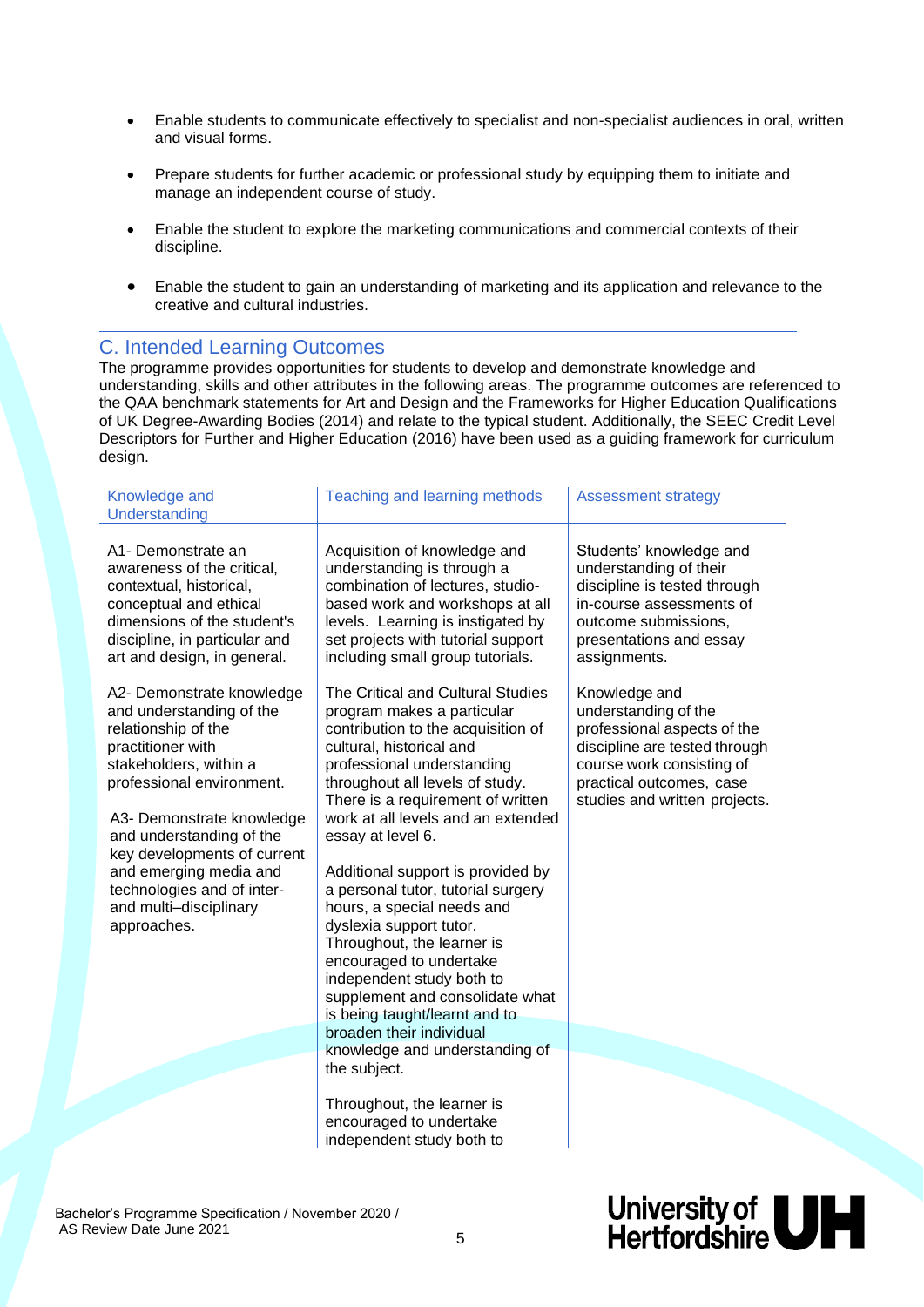- Enable students to communicate effectively to specialist and non-specialist audiences in oral, written and visual forms.

- Prepare students for further academic or professional study by equipping them to initiate and manage an independent course of study.

- Enable the student to explore the marketing communications and commercial contexts of their discipline.

- Enable the student to gain an understanding of marketing and its application and relevance to the creative and cultural industries.

## C. Intended Learning Outcomes

The programme provides opportunities for students to develop and demonstrate knowledge and understanding, skills and other attributes in the following areas. The programme outcomes are referenced to the QAA benchmark statements for Art and Design and the Frameworks for Higher Education Qualifications of UK Degree-Awarding Bodies (2014) and relate to the typical student. Additionally, the SEEC Credit Level Descriptors for Further and Higher Education (2016) have been used as a guiding framework for curriculum design.

| Knowledge and Understanding | Teaching and learning methods | Assessment strategy |
|---|---|---|
| A1- Demonstrate an awareness of the critical, contextual, historical, conceptual and ethical dimensions of the student's discipline, in particular and art and design, in general.<br><br>A2- Demonstrate knowledge and understanding of the relationship of the practitioner with stakeholders, within a professional environment.<br><br>A3- Demonstrate knowledge and understanding of the key developments of current and emerging media and technologies and of inter- and multi–disciplinary approaches. | Acquisition of knowledge and understanding is through a combination of lectures, studio-based work and workshops at all levels. Learning is instigated by set projects with tutorial support including small group tutorials.<br><br>The Critical and Cultural Studies program makes a particular contribution to the acquisition of cultural, historical and professional understanding throughout all levels of study. There is a requirement of written work at all levels and an extended essay at level 6.<br><br>Additional support is provided by a personal tutor, tutorial surgery hours, a special needs and dyslexia support tutor. Throughout, the learner is encouraged to undertake independent study both to supplement and consolidate what is being taught/learnt and to broaden their individual knowledge and understanding of the subject.<br><br>Throughout, the learner is encouraged to undertake independent study both to | Students' knowledge and understanding of their discipline is tested through in-course assessments of outcome submissions, presentations and essay assignments.<br><br>Knowledge and understanding of the professional aspects of the discipline are tested through course work consisting of practical outcomes, case studies and written projects. |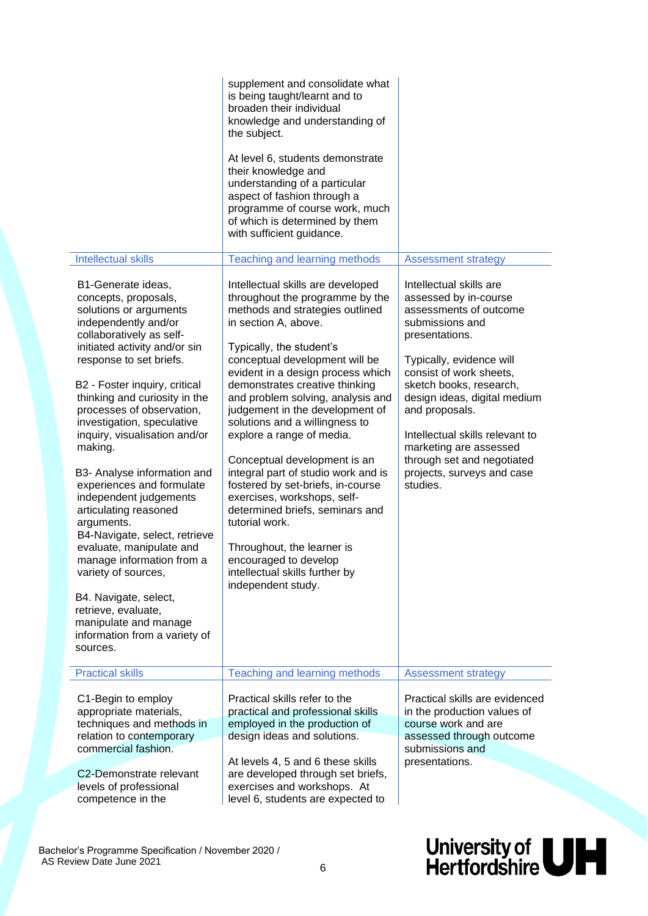| | supplement and consolidate what is being taught/learnt and to broaden their individual knowledge and understanding of the subject.<br><br>At level 6, students demonstrate their knowledge and understanding of a particular aspect of fashion through a programme of course work, much of which is determined by them with sufficient guidance. | |
|---|---|---|
| **Intellectual skills** | **Teaching and learning methods** | **Assessment strategy** |
| B1-Generate ideas, concepts, proposals, solutions or arguments independently and/or collaboratively as self-initiated activity and/or sin response to set briefs.<br><br>B2 - Foster inquiry, critical thinking and curiosity in the processes of observation, investigation, speculative inquiry, visualisation and/or making.<br><br>B3- Analyse information and experiences and formulate independent judgements articulating reasoned arguments.<br>B4-Navigate, select, retrieve evaluate, manipulate and manage information from a variety of sources,<br><br>B4. Navigate, select, retrieve, evaluate, manipulate and manage information from a variety of sources. | Intellectual skills are developed throughout the programme by the methods and strategies outlined in section A, above.<br><br>Typically, the student's conceptual development will be evident in a design process which demonstrates creative thinking and problem solving, analysis and judgement in the development of solutions and a willingness to explore a range of media.<br><br>Conceptual development is an integral part of studio work and is fostered by set-briefs, in-course exercises, workshops, self-determined briefs, seminars and tutorial work.<br><br>Throughout, the learner is encouraged to develop intellectual skills further by independent study. | Intellectual skills are assessed by in-course assessments of outcome submissions and presentations.<br><br>Typically, evidence will consist of work sheets, sketch books, research, design ideas, digital medium and proposals.<br><br>Intellectual skills relevant to marketing are assessed through set and negotiated projects, surveys and case studies. |
| **Practical skills** | **Teaching and learning methods** | **Assessment strategy** |
| C1-Begin to employ appropriate materials, techniques and methods in relation to contemporary commercial fashion.<br><br>C2-Demonstrate relevant levels of professional competence in the | Practical skills refer to the practical and professional skills employed in the production of design ideas and solutions.<br><br>At levels 4, 5 and 6 these skills are developed through set briefs, exercises and workshops. At level 6, students are expected to | Practical skills are evidenced in the production values of course work and are assessed through outcome submissions and presentations. |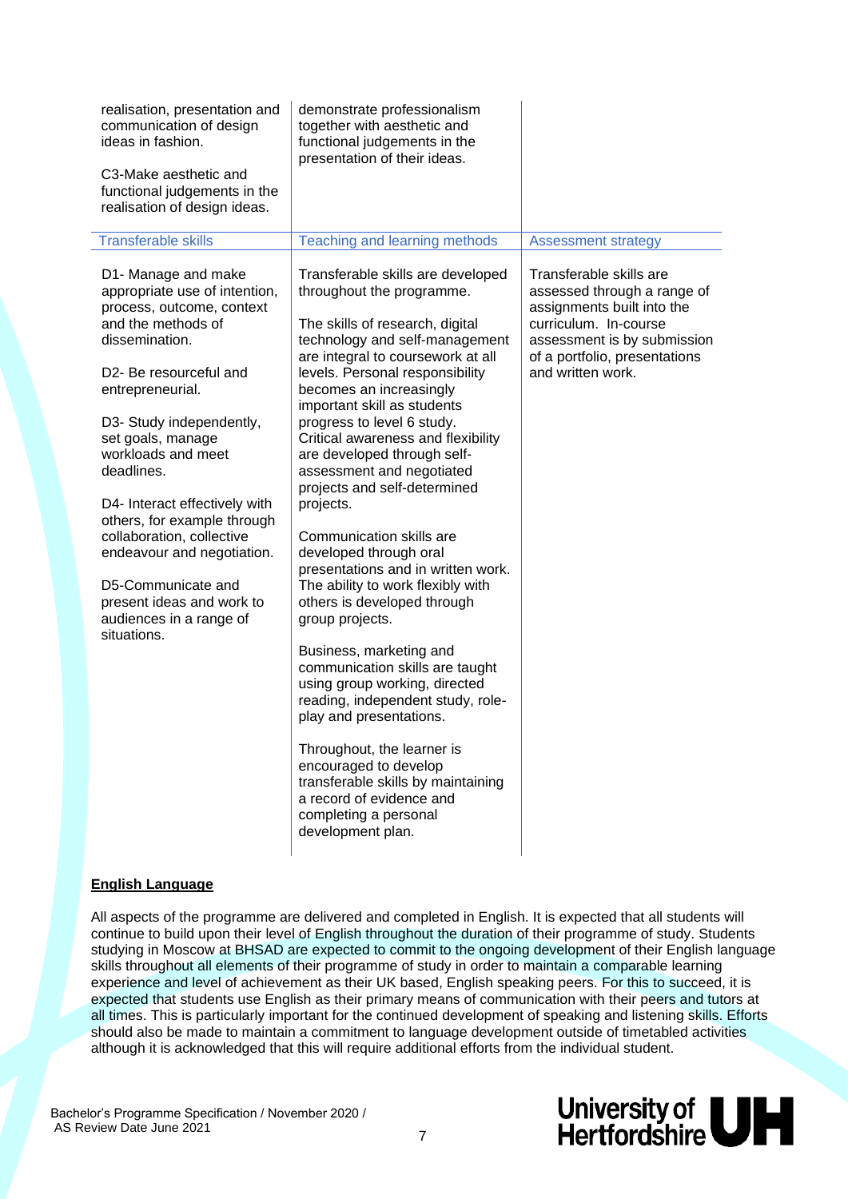| | | |
|---|---|---|
| realisation, presentation and communication of design ideas in fashion.<br><br>C3-Make aesthetic and functional judgements in the realisation of design ideas. | demonstrate professionalism together with aesthetic and functional judgements in the presentation of their ideas. | |
| **Transferable skills** | **Teaching and learning methods** | **Assessment strategy** |
| D1- Manage and make appropriate use of intention, process, outcome, context and the methods of dissemination.<br><br>D2- Be resourceful and entrepreneurial.<br><br>D3- Study independently, set goals, manage workloads and meet deadlines.<br><br>D4- Interact effectively with others, for example through collaboration, collective endeavour and negotiation.<br><br>D5-Communicate and present ideas and work to audiences in a range of situations. | Transferable skills are developed throughout the programme.<br><br>The skills of research, digital technology and self-management are integral to coursework at all levels. Personal responsibility becomes an increasingly important skill as students progress to level 6 study. Critical awareness and flexibility are developed through self-assessment and negotiated projects and self-determined projects.<br><br>Communication skills are developed through oral presentations and in written work. The ability to work flexibly with others is developed through group projects.<br><br>Business, marketing and communication skills are taught using group working, directed reading, independent study, role-play and presentations.<br><br>Throughout, the learner is encouraged to develop transferable skills by maintaining a record of evidence and completing a personal development plan. | Transferable skills are assessed through a range of assignments built into the curriculum. In-course assessment is by submission of a portfolio, presentations and written work. |

## English Language

All aspects of the programme are delivered and completed in English. It is expected that all students will continue to build upon their level of English throughout the duration of their programme of study. Students studying in Moscow at BHSAD are expected to commit to the ongoing development of their English language skills throughout all elements of their programme of study in order to maintain a comparable learning experience and level of achievement as their UK based, English speaking peers. For this to succeed, it is expected that students use English as their primary means of communication with their peers and tutors at all times. This is particularly important for the continued development of speaking and listening skills. Efforts should also be made to maintain a commitment to language development outside of timetabled activities although it is acknowledged that this will require additional efforts from the individual student.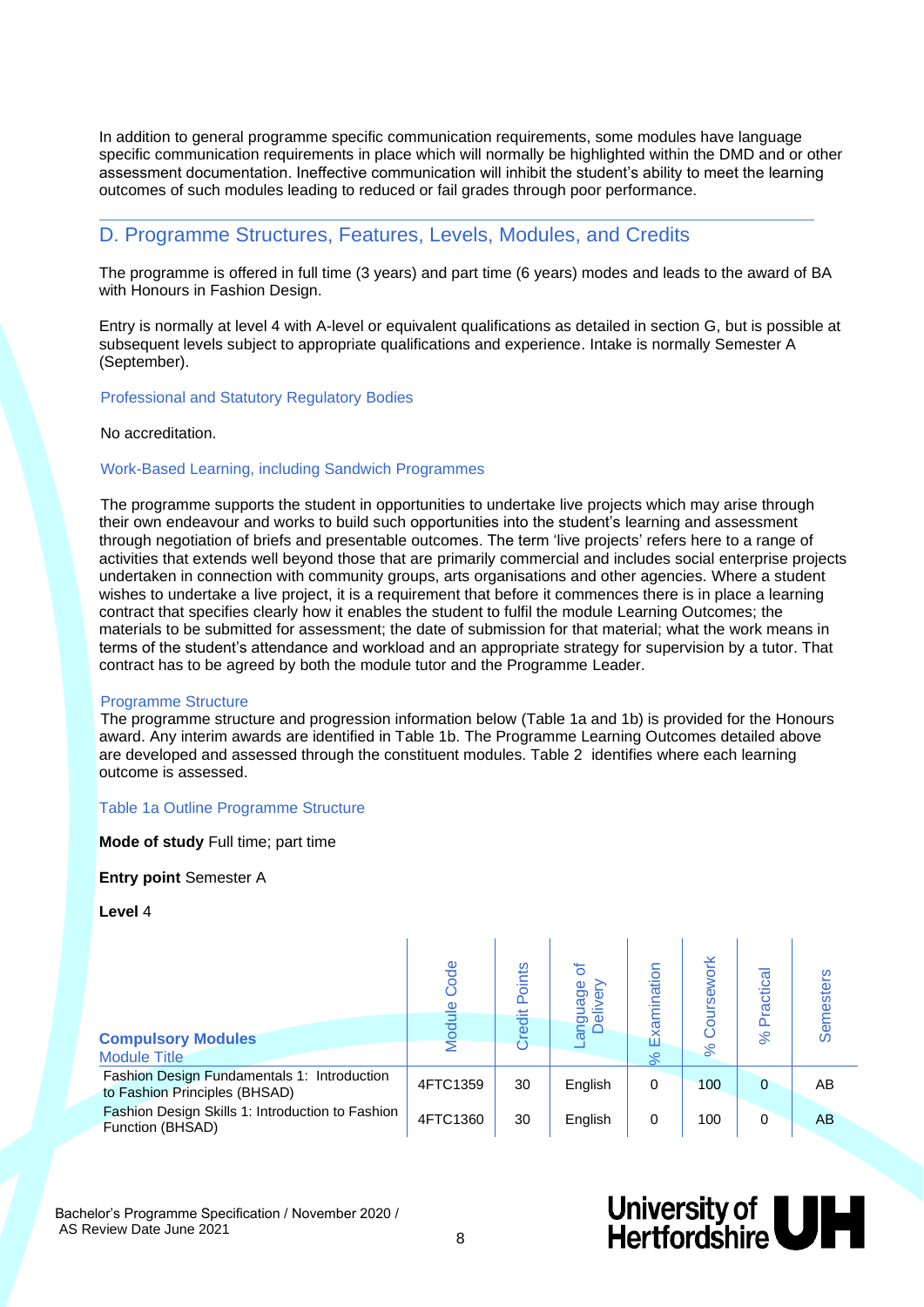In addition to general programme specific communication requirements, some modules have language specific communication requirements in place which will normally be highlighted within the DMD and or other assessment documentation. Ineffective communication will inhibit the student's ability to meet the learning outcomes of such modules leading to reduced or fail grades through poor performance.

## D. Programme Structures, Features, Levels, Modules, and Credits

The programme is offered in full time (3 years) and part time (6 years) modes and leads to the award of BA with Honours in Fashion Design.

Entry is normally at level 4 with A-level or equivalent qualifications as detailed in section G, but is possible at subsequent levels subject to appropriate qualifications and experience. Intake is normally Semester A (September).

### Professional and Statutory Regulatory Bodies

No accreditation.

### Work-Based Learning, including Sandwich Programmes

The programme supports the student in opportunities to undertake live projects which may arise through their own endeavour and works to build such opportunities into the student's learning and assessment through negotiation of briefs and presentable outcomes. The term 'live projects' refers here to a range of activities that extends well beyond those that are primarily commercial and includes social enterprise projects undertaken in connection with community groups, arts organisations and other agencies. Where a student wishes to undertake a live project, it is a requirement that before it commences there is in place a learning contract that specifies clearly how it enables the student to fulfil the module Learning Outcomes; the materials to be submitted for assessment; the date of submission for that material; what the work means in terms of the student's attendance and workload and an appropriate strategy for supervision by a tutor. That contract has to be agreed by both the module tutor and the Programme Leader.

### Programme Structure

The programme structure and progression information below (Table 1a and 1b) is provided for the Honours award. Any interim awards are identified in Table 1b. The Programme Learning Outcomes detailed above are developed and assessed through the constituent modules. Table 2 identifies where each learning outcome is assessed.

### Table 1a Outline Programme Structure

**Mode of study** Full time; part time

**Entry point** Semester A

**Level** 4

| **Compulsory Modules** Module Title | Module Code | Credit Points | Language of Delivery | % Examination | % Coursework | % Practical | Semesters |
|---|---|---|---|---|---|---|---|
| Fashion Design Fundamentals 1: Introduction to Fashion Principles (BHSAD) | 4FTC1359 | 30 | English | 0 | 100 | 0 | AB |
| Fashion Design Skills 1: Introduction to Fashion Function (BHSAD) | 4FTC1360 | 30 | English | 0 | 100 | 0 | AB |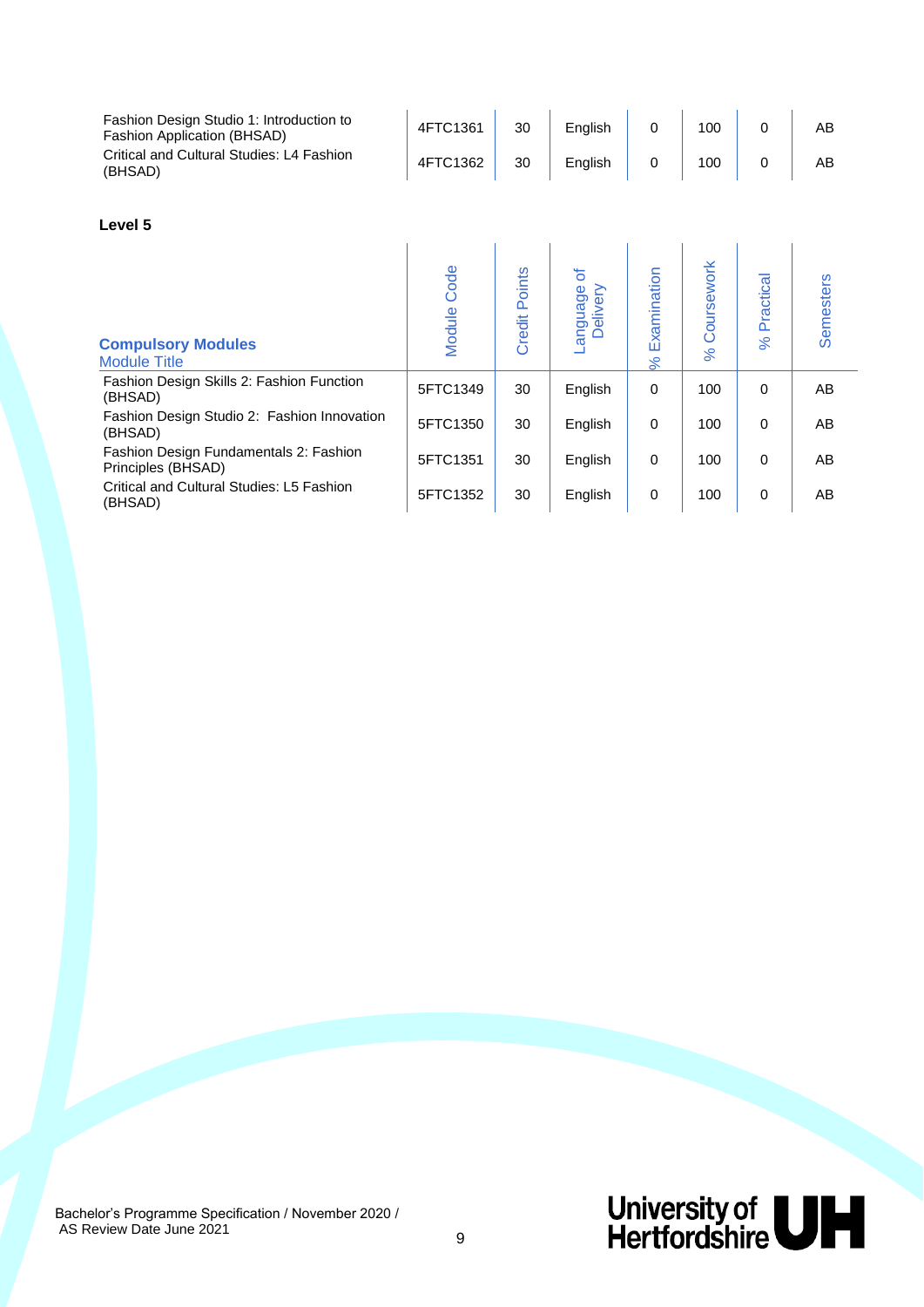| | | | | | | | |
|---|---|---|---|---|---|---|---|
| Fashion Design Studio 1: Introduction to Fashion Application (BHSAD) | 4FTC1361 | 30 | English | 0 | 100 | 0 | AB |
| Critical and Cultural Studies: L4 Fashion (BHSAD) | 4FTC1362 | 30 | English | 0 | 100 | 0 | AB |

**Level 5**

| **Compulsory Modules** Module Title | Module Code | Credit Points | Language of Delivery | % Examination | % Coursework | % Practical | Semesters |
|---|---|---|---|---|---|---|---|
| Fashion Design Skills 2: Fashion Function (BHSAD) | 5FTC1349 | 30 | English | 0 | 100 | 0 | AB |
| Fashion Design Studio 2: Fashion Innovation (BHSAD) | 5FTC1350 | 30 | English | 0 | 100 | 0 | AB |
| Fashion Design Fundamentals 2: Fashion Principles (BHSAD) | 5FTC1351 | 30 | English | 0 | 100 | 0 | AB |
| Critical and Cultural Studies: L5 Fashion (BHSAD) | 5FTC1352 | 30 | English | 0 | 100 | 0 | AB |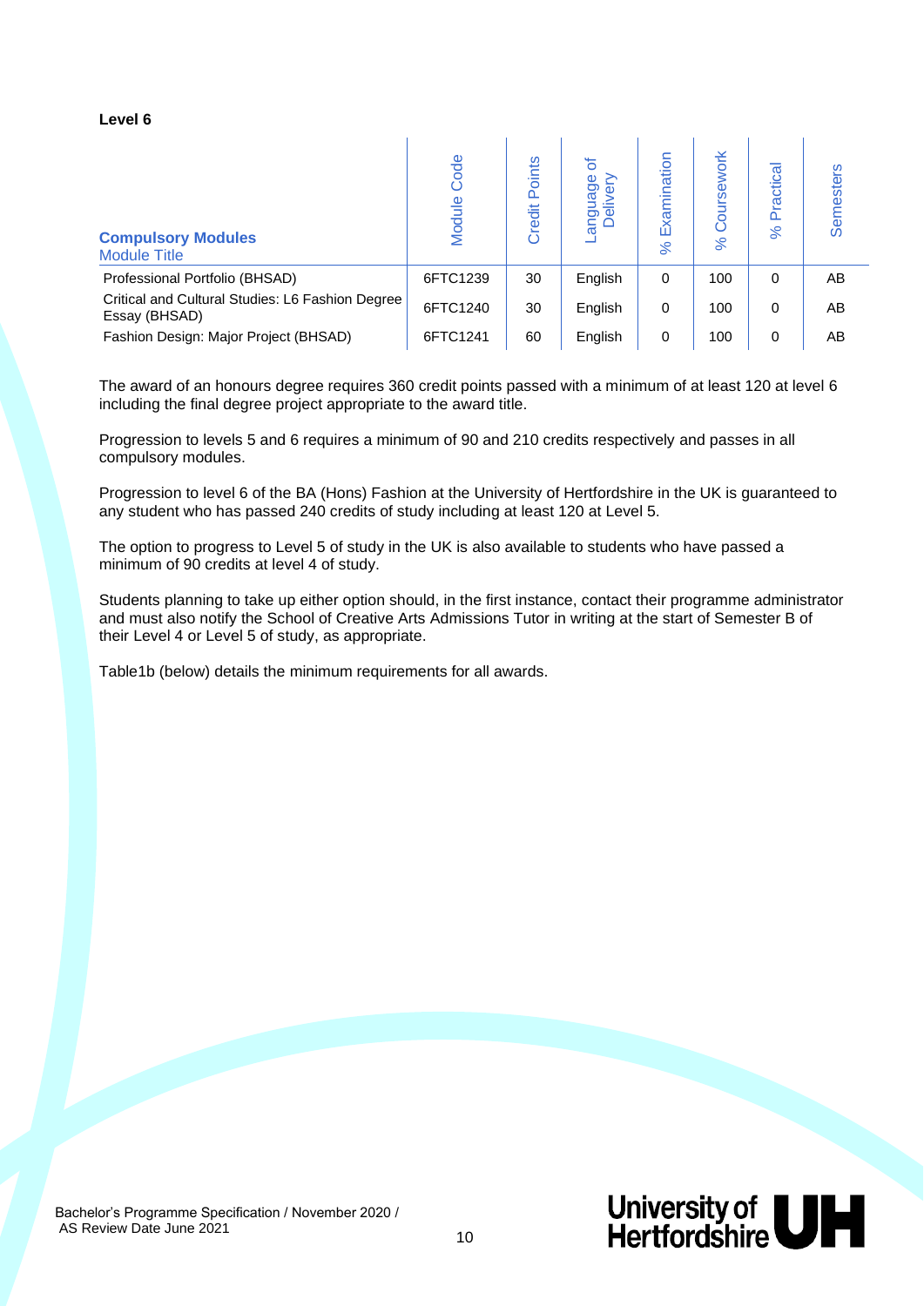**Level 6**

| Compulsory Modules<br>Module Title | Module Code | Credit Points | Language of Delivery | % Examination | % Coursework | % Practical | Semesters |
|---|---|---|---|---|---|---|---|
| Professional Portfolio (BHSAD) | 6FTC1239 | 30 | English | 0 | 100 | 0 | AB |
| Critical and Cultural Studies: L6 Fashion Degree Essay (BHSAD) | 6FTC1240 | 30 | English | 0 | 100 | 0 | AB |
| Fashion Design: Major Project (BHSAD) | 6FTC1241 | 60 | English | 0 | 100 | 0 | AB |

The award of an honours degree requires 360 credit points passed with a minimum of at least 120 at level 6 including the final degree project appropriate to the award title.

Progression to levels 5 and 6 requires a minimum of 90 and 210 credits respectively and passes in all compulsory modules.

Progression to level 6 of the BA (Hons) Fashion at the University of Hertfordshire in the UK is guaranteed to any student who has passed 240 credits of study including at least 120 at Level 5.

The option to progress to Level 5 of study in the UK is also available to students who have passed a minimum of 90 credits at level 4 of study.

Students planning to take up either option should, in the first instance, contact their programme administrator and must also notify the School of Creative Arts Admissions Tutor in writing at the start of Semester B of their Level 4 or Level 5 of study, as appropriate.

Table1b (below) details the minimum requirements for all awards.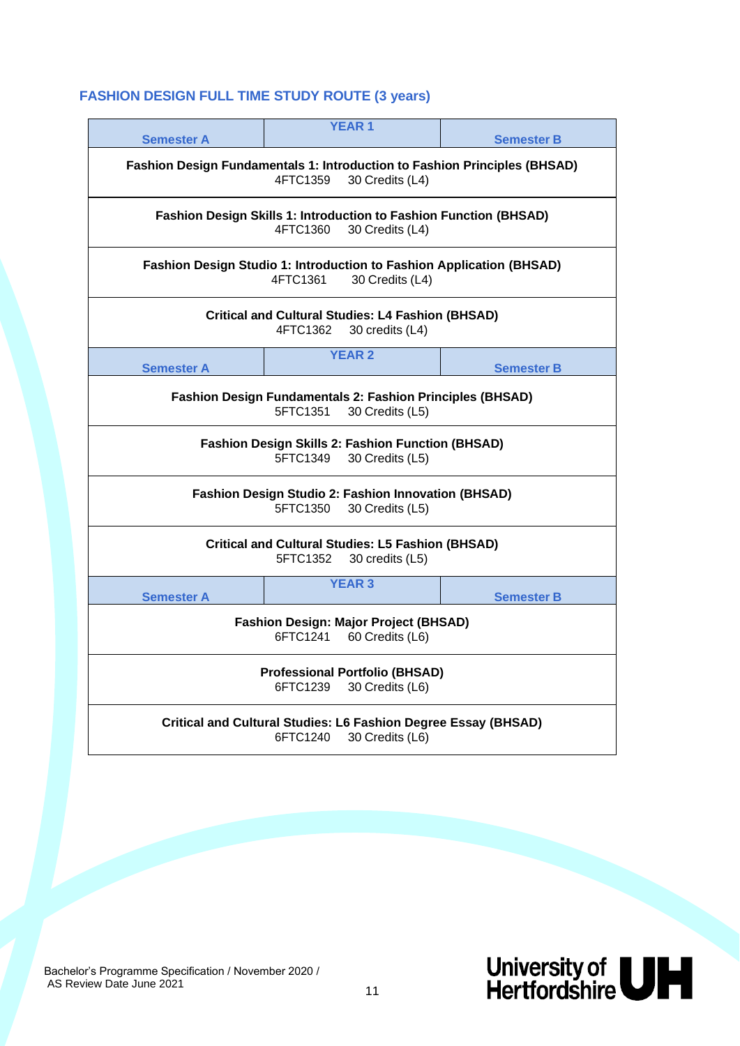### FASHION DESIGN FULL TIME STUDY ROUTE (3 years)

| Semester A | YEAR 1 | Semester B |
|---|---|---|
| | **Fashion Design Fundamentals 1: Introduction to Fashion Principles (BHSAD)**<br>4FTC1359 30 Credits (L4) | |
| | **Fashion Design Skills 1: Introduction to Fashion Function (BHSAD)**<br>4FTC1360 30 Credits (L4) | |
| | **Fashion Design Studio 1: Introduction to Fashion Application (BHSAD)**<br>4FTC1361 30 Credits (L4) | |
| | **Critical and Cultural Studies: L4 Fashion (BHSAD)**<br>4FTC1362 30 credits (L4) | |
| **Semester A** | **YEAR 2** | **Semester B** |
| | **Fashion Design Fundamentals 2: Fashion Principles (BHSAD)**<br>5FTC1351 30 Credits (L5) | |
| | **Fashion Design Skills 2: Fashion Function (BHSAD)**<br>5FTC1349 30 Credits (L5) | |
| | **Fashion Design Studio 2: Fashion Innovation (BHSAD)**<br>5FTC1350 30 Credits (L5) | |
| | **Critical and Cultural Studies: L5 Fashion (BHSAD)**<br>5FTC1352 30 credits (L5) | |
| **Semester A** | **YEAR 3** | **Semester B** |
| | **Fashion Design: Major Project (BHSAD)**<br>6FTC1241 60 Credits (L6) | |
| | **Professional Portfolio (BHSAD)**<br>6FTC1239 30 Credits (L6) | |
| | **Critical and Cultural Studies: L6 Fashion Degree Essay (BHSAD)**<br>6FTC1240 30 Credits (L6) | |

Bachelor's Programme Specification / November 2020 / AS Review Date June 2021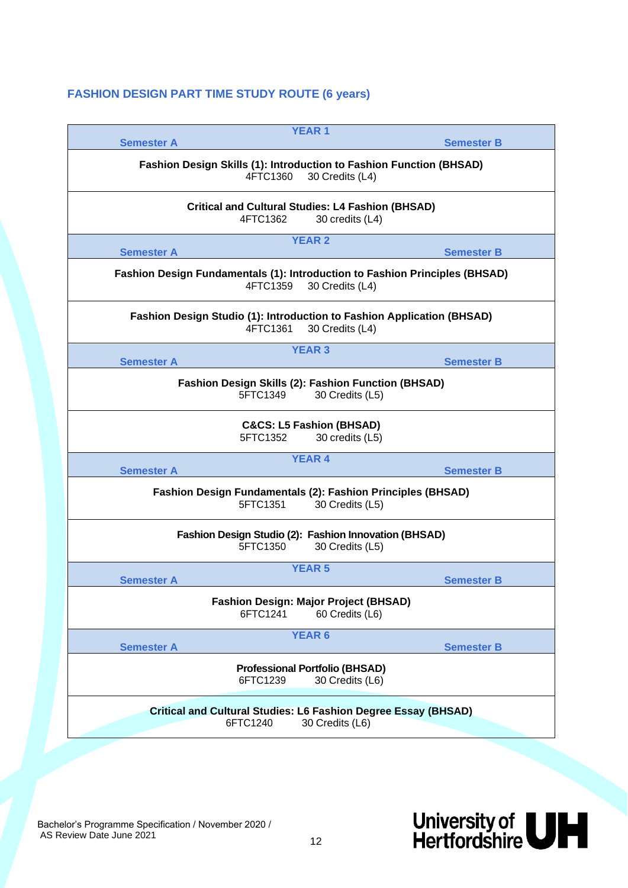## FASHION DESIGN PART TIME STUDY ROUTE (6 years)

| Semester A | YEAR 1 | Semester B |
|---|---|---|
| **Fashion Design Skills (1): Introduction to Fashion Function (BHSAD)**<br>4FTC1360 30 Credits (L4) | | |
| **Critical and Cultural Studies: L4 Fashion (BHSAD)**<br>4FTC1362 30 credits (L4) | | |
| **Semester A** | **YEAR 2** | **Semester B** |
| **Fashion Design Fundamentals (1): Introduction to Fashion Principles (BHSAD)**<br>4FTC1359 30 Credits (L4) | | |
| **Fashion Design Studio (1): Introduction to Fashion Application (BHSAD)**<br>4FTC1361 30 Credits (L4) | | |
| **Semester A** | **YEAR 3** | **Semester B** |
| **Fashion Design Skills (2): Fashion Function (BHSAD)**<br>5FTC1349 30 Credits (L5) | | |
| **C&CS: L5 Fashion (BHSAD)**<br>5FTC1352 30 credits (L5) | | |
| **Semester A** | **YEAR 4** | **Semester B** |
| **Fashion Design Fundamentals (2): Fashion Principles (BHSAD)**<br>5FTC1351 30 Credits (L5) | | |
| **Fashion Design Studio (2): Fashion Innovation (BHSAD)**<br>5FTC1350 30 Credits (L5) | | |
| **Semester A** | **YEAR 5** | **Semester B** |
| **Fashion Design: Major Project (BHSAD)**<br>6FTC1241 60 Credits (L6) | | |
| **Semester A** | **YEAR 6** | **Semester B** |
| **Professional Portfolio (BHSAD)**<br>6FTC1239 30 Credits (L6) | | |
| **Critical and Cultural Studies: L6 Fashion Degree Essay (BHSAD)**<br>6FTC1240 30 Credits (L6) | | |

Bachelor's Programme Specification / November 2020 / AS Review Date June 2021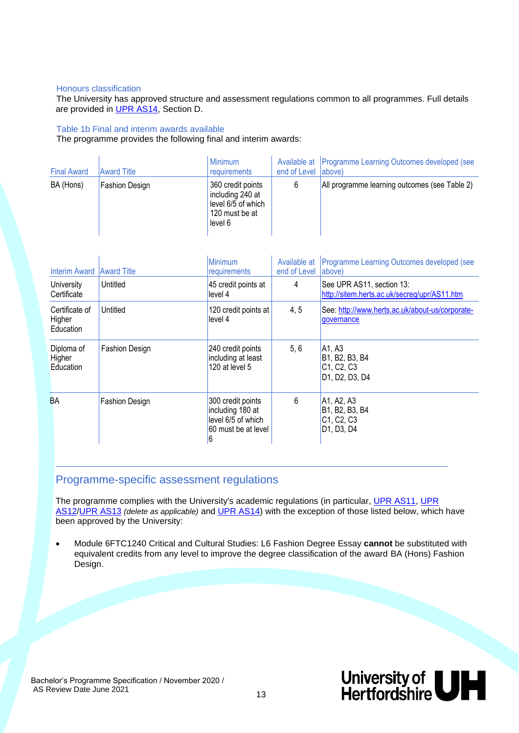### Honours classification

The University has approved structure and assessment regulations common to all programmes. Full details are provided in [UPR AS14](UPR AS14), Section D.

### Table 1b Final and interim awards available

The programme provides the following final and interim awards:

| Final Award | Award Title | Minimum requirements | Available at end of Level | Programme Learning Outcomes developed (see above) |
|---|---|---|---|---|
| BA (Hons) | Fashion Design | 360 credit points including 240 at level 6/5 of which 120 must be at level 6 | 6 | All programme learning outcomes (see Table 2) |

| Interim Award | Award Title | Minimum requirements | Available at end of Level | Programme Learning Outcomes developed (see above) |
|---|---|---|---|---|
| University Certificate | Untitled | 45 credit points at level 4 | 4 | See UPR AS11, section 13: http://sitem.herts.ac.uk/secreg/upr/AS11.htm |
| Certificate of Higher Education | Untitled | 120 credit points at level 4 | 4, 5 | See: http://www.herts.ac.uk/about-us/corporate-governance |
| Diploma of Higher Education | Fashion Design | 240 credit points including at least 120 at level 5 | 5, 6 | A1, A3<br>B1, B2, B3, B4<br>C1, C2, C3<br>D1, D2, D3, D4 |
| BA | Fashion Design | 300 credit points including 180 at level 6/5 of which 60 must be at level 6 | 6 | A1, A2, A3<br>B1, B2, B3, B4<br>C1, C2, C3<br>D1, D3, D4 |

## Programme-specific assessment regulations

The programme complies with the University's academic regulations (in particular, UPR AS11, UPR AS12/UPR AS13 *(delete as applicable)* and UPR AS14) with the exception of those listed below, which have been approved by the University:

- Module 6FTC1240 Critical and Cultural Studies: L6 Fashion Degree Essay **cannot** be substituted with equivalent credits from any level to improve the degree classification of the award BA (Hons) Fashion Design.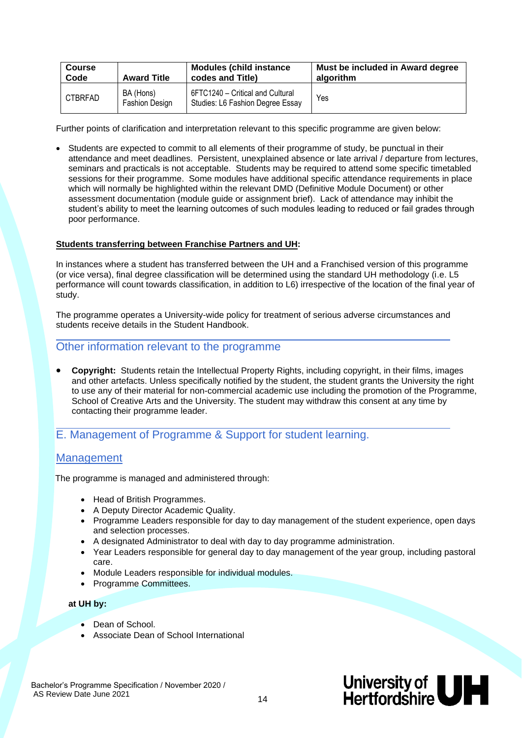| Course Code | Award Title | Modules (child instance codes and Title) | Must be included in Award degree algorithm |
|---|---|---|---|
| CTBRFAD | BA (Hons) Fashion Design | 6FTC1240 – Critical and Cultural Studies: L6 Fashion Degree Essay | Yes |

Further points of clarification and interpretation relevant to this specific programme are given below:

- Students are expected to commit to all elements of their programme of study, be punctual in their attendance and meet deadlines. Persistent, unexplained absence or late arrival / departure from lectures, seminars and practicals is not acceptable. Students may be required to attend some specific timetabled sessions for their programme. Some modules have additional specific attendance requirements in place which will normally be highlighted within the relevant DMD (Definitive Module Document) or other assessment documentation (module guide or assignment brief). Lack of attendance may inhibit the student's ability to meet the learning outcomes of such modules leading to reduced or fail grades through poor performance.

**Students transferring between Franchise Partners and UH:**

In instances where a student has transferred between the UH and a Franchised version of this programme (or vice versa), final degree classification will be determined using the standard UH methodology (i.e. L5 performance will count towards classification, in addition to L6) irrespective of the location of the final year of study.

The programme operates a University-wide policy for treatment of serious adverse circumstances and students receive details in the Student Handbook.

## Other information relevant to the programme

- **Copyright:** Students retain the Intellectual Property Rights, including copyright, in their films, images and other artefacts. Unless specifically notified by the student, the student grants the University the right to use any of their material for non-commercial academic use including the promotion of the Programme, School of Creative Arts and the University. The student may withdraw this consent at any time by contacting their programme leader.

## E. Management of Programme & Support for student learning.

### Management

The programme is managed and administered through:

- Head of British Programmes.
- A Deputy Director Academic Quality.
- Programme Leaders responsible for day to day management of the student experience, open days and selection processes.
- A designated Administrator to deal with day to day programme administration.
- Year Leaders responsible for general day to day management of the year group, including pastoral care.
- Module Leaders responsible for individual modules.
- Programme Committees.

**at UH by:**

- Dean of School.
- Associate Dean of School International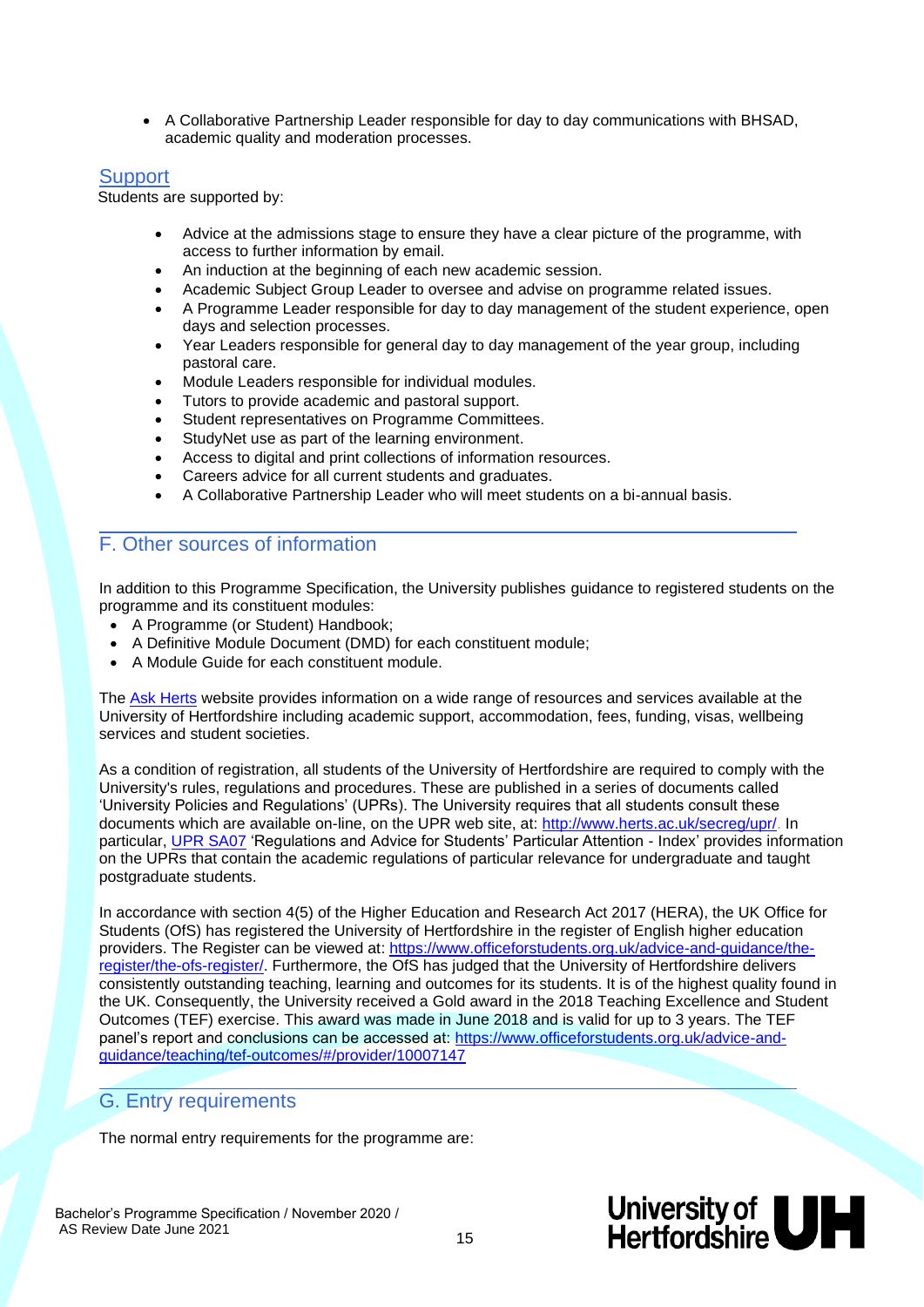- A Collaborative Partnership Leader responsible for day to day communications with BHSAD, academic quality and moderation processes.

### Support

Students are supported by:

- Advice at the admissions stage to ensure they have a clear picture of the programme, with access to further information by email.
- An induction at the beginning of each new academic session.
- Academic Subject Group Leader to oversee and advise on programme related issues.
- A Programme Leader responsible for day to day management of the student experience, open days and selection processes.
- Year Leaders responsible for general day to day management of the year group, including pastoral care.
- Module Leaders responsible for individual modules.
- Tutors to provide academic and pastoral support.
- Student representatives on Programme Committees.
- StudyNet use as part of the learning environment.
- Access to digital and print collections of information resources.
- Careers advice for all current students and graduates.
- A Collaborative Partnership Leader who will meet students on a bi-annual basis.

## F. Other sources of information

In addition to this Programme Specification, the University publishes guidance to registered students on the programme and its constituent modules:

- A Programme (or Student) Handbook;
- A Definitive Module Document (DMD) for each constituent module;
- A Module Guide for each constituent module.

The Ask Herts website provides information on a wide range of resources and services available at the University of Hertfordshire including academic support, accommodation, fees, funding, visas, wellbeing services and student societies.

As a condition of registration, all students of the University of Hertfordshire are required to comply with the University's rules, regulations and procedures. These are published in a series of documents called 'University Policies and Regulations' (UPRs). The University requires that all students consult these documents which are available on-line, on the UPR web site, at: http://www.herts.ac.uk/secreg/upr/. In particular, UPR SA07 'Regulations and Advice for Students' Particular Attention - Index' provides information on the UPRs that contain the academic regulations of particular relevance for undergraduate and taught postgraduate students.

In accordance with section 4(5) of the Higher Education and Research Act 2017 (HERA), the UK Office for Students (OfS) has registered the University of Hertfordshire in the register of English higher education providers. The Register can be viewed at: https://www.officeforstudents.org.uk/advice-and-guidance/the-register/the-ofs-register/. Furthermore, the OfS has judged that the University of Hertfordshire delivers consistently outstanding teaching, learning and outcomes for its students. It is of the highest quality found in the UK. Consequently, the University received a Gold award in the 2018 Teaching Excellence and Student Outcomes (TEF) exercise. This award was made in June 2018 and is valid for up to 3 years. The TEF panel's report and conclusions can be accessed at: https://www.officeforstudents.org.uk/advice-and-guidance/teaching/tef-outcomes/#/provider/10007147

## G. Entry requirements

The normal entry requirements for the programme are: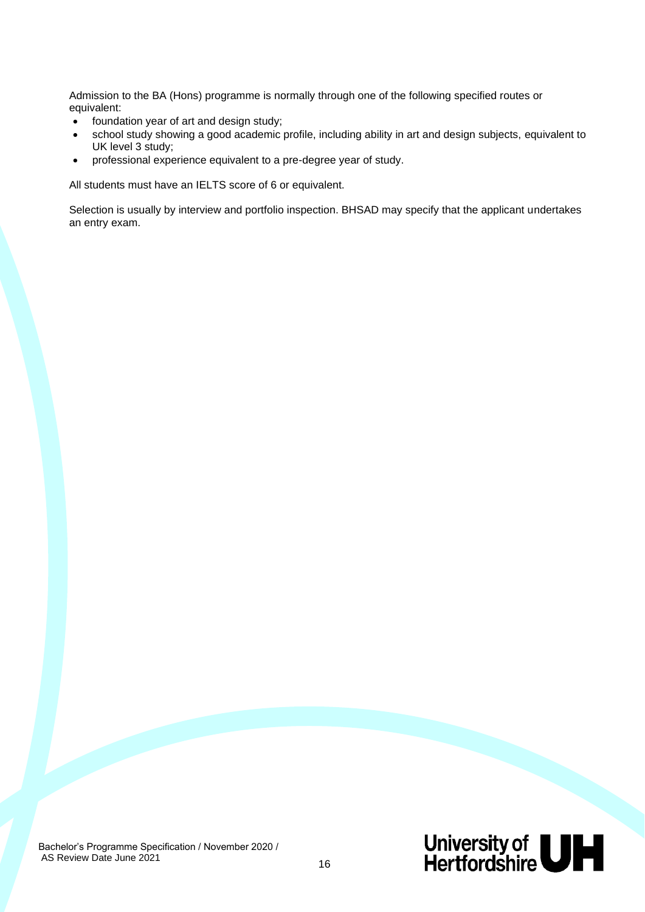Admission to the BA (Hons) programme is normally through one of the following specified routes or equivalent:

- foundation year of art and design study;
- school study showing a good academic profile, including ability in art and design subjects, equivalent to UK level 3 study;
- professional experience equivalent to a pre-degree year of study.

All students must have an IELTS score of 6 or equivalent.

Selection is usually by interview and portfolio inspection. BHSAD may specify that the applicant undertakes an entry exam.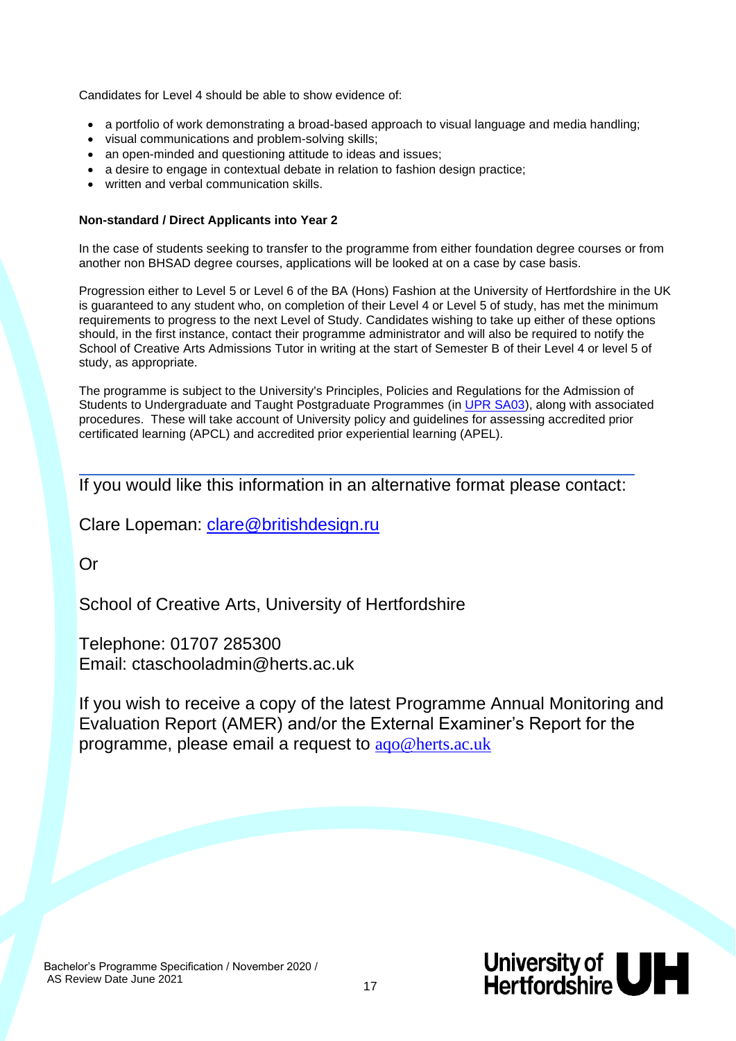Candidates for Level 4 should be able to show evidence of:

- a portfolio of work demonstrating a broad-based approach to visual language and media handling;
- visual communications and problem-solving skills;
- an open-minded and questioning attitude to ideas and issues;
- a desire to engage in contextual debate in relation to fashion design practice;
- written and verbal communication skills.

**Non-standard / Direct Applicants into Year 2**

In the case of students seeking to transfer to the programme from either foundation degree courses or from another non BHSAD degree courses, applications will be looked at on a case by case basis.

Progression either to Level 5 or Level 6 of the BA (Hons) Fashion at the University of Hertfordshire in the UK is guaranteed to any student who, on completion of their Level 4 or Level 5 of study, has met the minimum requirements to progress to the next Level of Study. Candidates wishing to take up either of these options should, in the first instance, contact their programme administrator and will also be required to notify the School of Creative Arts Admissions Tutor in writing at the start of Semester B of their Level 4 or level 5 of study, as appropriate.

The programme is subject to the University's Principles, Policies and Regulations for the Admission of Students to Undergraduate and Taught Postgraduate Programmes (in UPR SA03), along with associated procedures. These will take account of University policy and guidelines for assessing accredited prior certificated learning (APCL) and accredited prior experiential learning (APEL).

---

If you would like this information in an alternative format please contact:

Clare Lopeman: clare@britishdesign.ru

Or

School of Creative Arts, University of Hertfordshire

Telephone: 01707 285300
Email: ctaschooladmin@herts.ac.uk

If you wish to receive a copy of the latest Programme Annual Monitoring and Evaluation Report (AMER) and/or the External Examiner's Report for the programme, please email a request to aqo@herts.ac.uk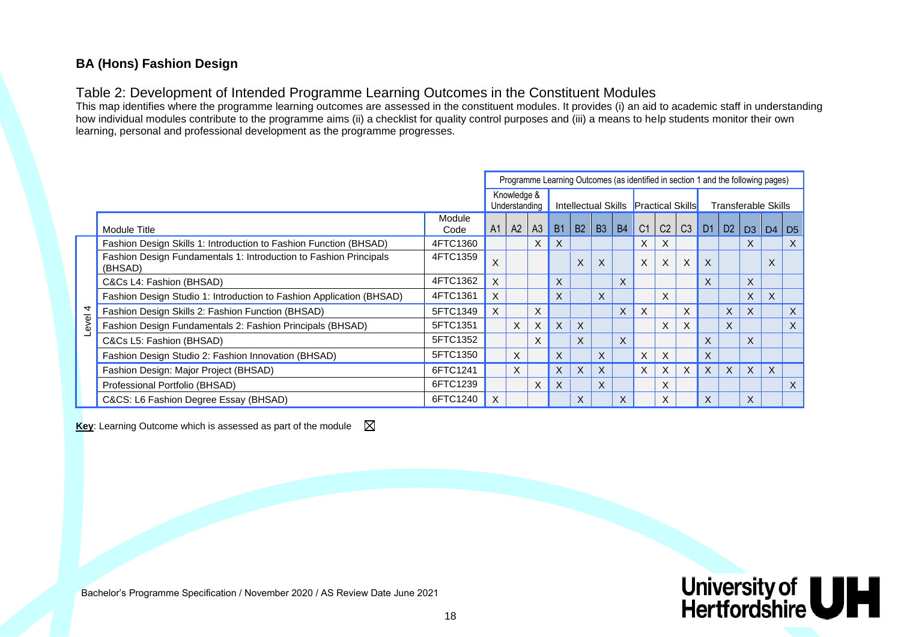**BA (Hons) Fashion Design**

## Table 2: Development of Intended Programme Learning Outcomes in the Constituent Modules

This map identifies where the programme learning outcomes are assessed in the constituent modules. It provides (i) an aid to academic staff in understanding how individual modules contribute to the programme aims (ii) a checklist for quality control purposes and (iii) a means to help students monitor their own learning, personal and professional development as the programme progresses.

| | | | Programme Learning Outcomes (as identified in section 1 and the following pages) | | | | | | | | | | | | | | | |
|---|---|---|---|---|---|---|---|---|---|---|---|---|---|---|---|---|---|---|
| | | | Knowledge & Understanding | | | Intellectual Skills | | | | Practical Skills | | | Transferable Skills | | | | |
| | Module Title | Module Code | A1 | A2 | A3 | B1 | B2 | B3 | B4 | C1 | C2 | C3 | D1 | D2 | D3 | D4 | D5 |
| Level 4 | Fashion Design Skills 1: Introduction to Fashion Function (BHSAD) | 4FTC1360 | | | X | X | | | | X | X | | | | X | | X |
| | Fashion Design Fundamentals 1: Introduction to Fashion Principals (BHSAD) | 4FTC1359 | X | | | | X | X | | X | X | X | X | | | X | |
| | C&Cs L4: Fashion (BHSAD) | 4FTC1362 | X | | | X | | | X | | | | X | | X | | |
| | Fashion Design Studio 1: Introduction to Fashion Application (BHSAD) | 4FTC1361 | X | | | X | | X | | | X | | | | X | X | |
| | Fashion Design Skills 2: Fashion Function (BHSAD) | 5FTC1349 | X | | X | | | | X | X | | X | | X | X | | X |
| | Fashion Design Fundamentals 2: Fashion Principals (BHSAD) | 5FTC1351 | | X | X | X | X | | | | X | X | | X | | | X |
| | C&Cs L5: Fashion (BHSAD) | 5FTC1352 | | | X | | X | | X | | | | X | | X | | |
| | Fashion Design Studio 2: Fashion Innovation (BHSAD) | 5FTC1350 | | X | | X | | X | | X | X | | X | | | | |
| | Fashion Design: Major Project (BHSAD) | 6FTC1241 | | X | | X | X | X | | X | X | X | X | X | X | X | |
| | Professional Portfolio (BHSAD) | 6FTC1239 | | | X | X | | X | | | X | | | | | | X |
| | C&CS: L6 Fashion Degree Essay (BHSAD) | 6FTC1240 | X | | | | X | | X | | X | | X | | X | | |

**Key**: Learning Outcome which is assessed as part of the module ☒

Bachelor's Programme Specification / November 2020 / AS Review Date June 2021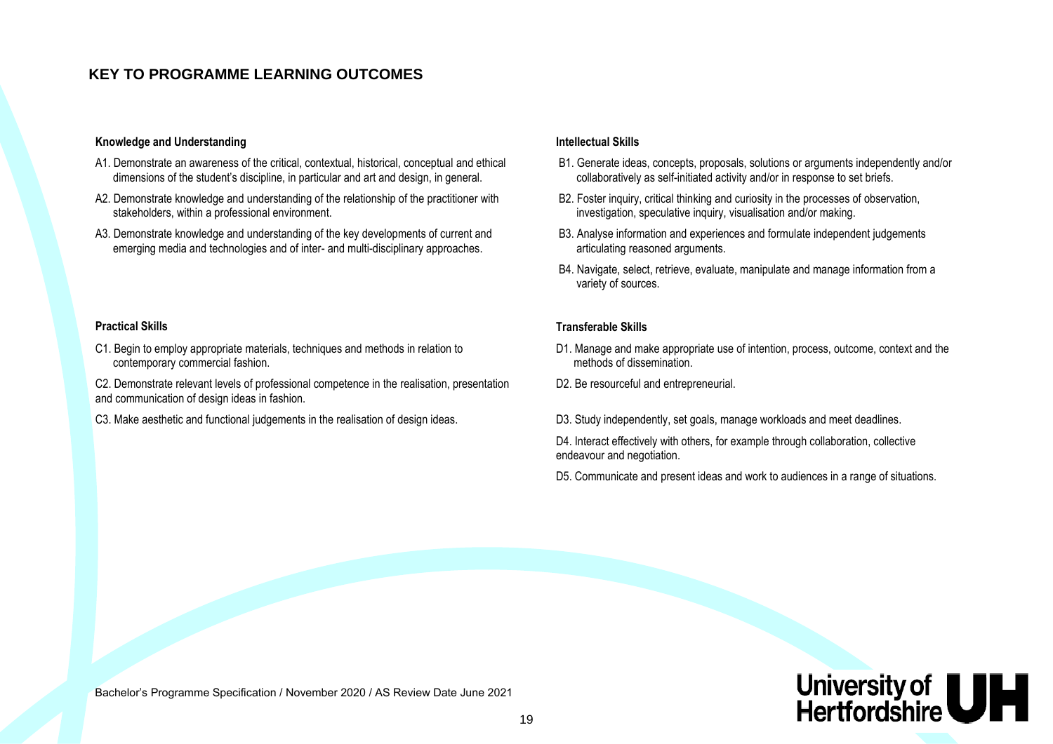## KEY TO PROGRAMME LEARNING OUTCOMES

### Knowledge and Understanding

A1. Demonstrate an awareness of the critical, contextual, historical, conceptual and ethical dimensions of the student's discipline, in particular and art and design, in general.

A2. Demonstrate knowledge and understanding of the relationship of the practitioner with stakeholders, within a professional environment.

A3. Demonstrate knowledge and understanding of the key developments of current and emerging media and technologies and of inter- and multi-disciplinary approaches.

### Intellectual Skills

B1. Generate ideas, concepts, proposals, solutions or arguments independently and/or collaboratively as self-initiated activity and/or in response to set briefs.

B2. Foster inquiry, critical thinking and curiosity in the processes of observation, investigation, speculative inquiry, visualisation and/or making.

B3. Analyse information and experiences and formulate independent judgements articulating reasoned arguments.

B4. Navigate, select, retrieve, evaluate, manipulate and manage information from a variety of sources.

### Practical Skills

C1. Begin to employ appropriate materials, techniques and methods in relation to contemporary commercial fashion.

C2. Demonstrate relevant levels of professional competence in the realisation, presentation and communication of design ideas in fashion.

C3. Make aesthetic and functional judgements in the realisation of design ideas.

### Transferable Skills

D1. Manage and make appropriate use of intention, process, outcome, context and the methods of dissemination.

D2. Be resourceful and entrepreneurial.

D3. Study independently, set goals, manage workloads and meet deadlines.

D4. Interact effectively with others, for example through collaboration, collective endeavour and negotiation.

D5. Communicate and present ideas and work to audiences in a range of situations.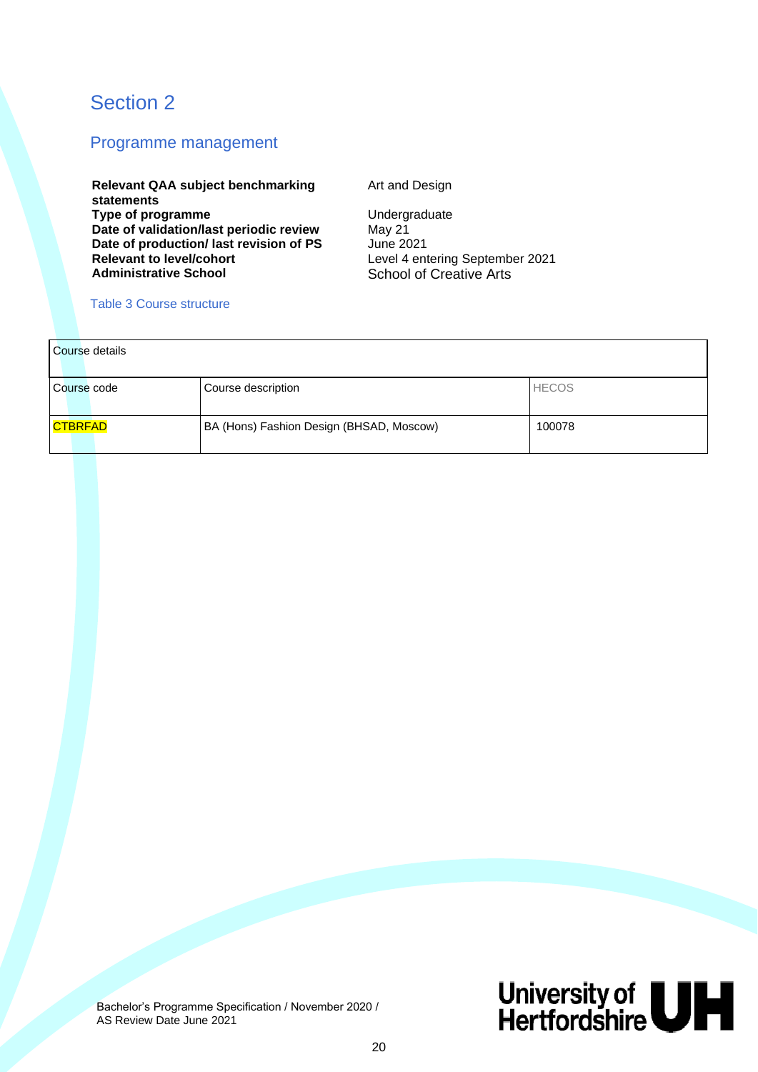# Section 2

## Programme management

| | |
|---|---|
| **Relevant QAA subject benchmarking statements** | Art and Design |
| **Type of programme** | Undergraduate |
| **Date of validation/last periodic review** | May 21 |
| **Date of production/ last revision of PS** | June 2021 |
| **Relevant to level/cohort** | Level 4 entering September 2021 |
| **Administrative School** | School of Creative Arts |

Table 3 Course structure

| Course details | | |
|---|---|---|
| Course code | Course description | HECOS |
| CTBRFAD | BA (Hons) Fashion Design (BHSAD, Moscow) | 100078 |

Bachelor's Programme Specification / November 2020 /
AS Review Date June 2021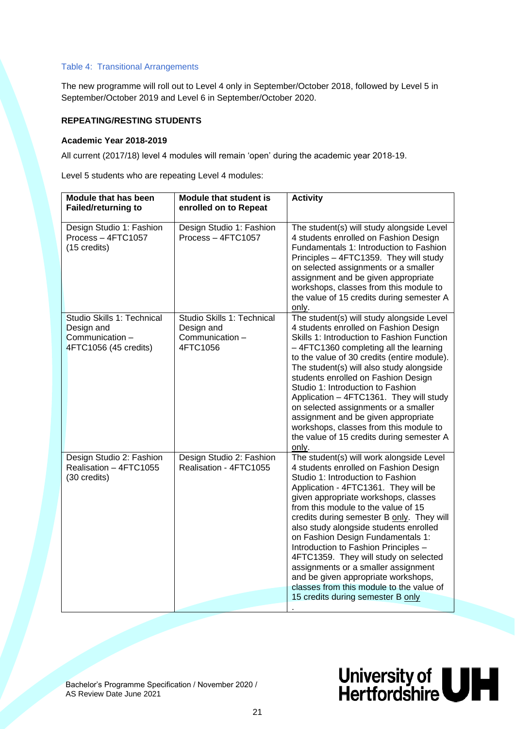Table 4: Transitional Arrangements

The new programme will roll out to Level 4 only in September/October 2018, followed by Level 5 in September/October 2019 and Level 6 in September/October 2020.

**REPEATING/RESTING STUDENTS**

**Academic Year 2018-2019**

All current (2017/18) level 4 modules will remain 'open' during the academic year 2018-19.

Level 5 students who are repeating Level 4 modules:

| Module that has been Failed/returning to | Module that student is enrolled on to Repeat | Activity |
|---|---|---|
| Design Studio 1: Fashion Process – 4FTC1057 (15 credits) | Design Studio 1: Fashion Process – 4FTC1057 | The student(s) will study alongside Level 4 students enrolled on Fashion Design Fundamentals 1: Introduction to Fashion Principles – 4FTC1359. They will study on selected assignments or a smaller assignment and be given appropriate workshops, classes from this module to the value of 15 credits during semester A only. |
| Studio Skills 1: Technical Design and Communication – 4FTC1056 (45 credits) | Studio Skills 1: Technical Design and Communication – 4FTC1056 | The student(s) will study alongside Level 4 students enrolled on Fashion Design Skills 1: Introduction to Fashion Function – 4FTC1360 completing all the learning to the value of 30 credits (entire module). The student(s) will also study alongside students enrolled on Fashion Design Studio 1: Introduction to Fashion Application – 4FTC1361. They will study on selected assignments or a smaller assignment and be given appropriate workshops, classes from this module to the value of 15 credits during semester A only. |
| Design Studio 2: Fashion Realisation – 4FTC1055 (30 credits) | Design Studio 2: Fashion Realisation - 4FTC1055 | The student(s) will work alongside Level 4 students enrolled on Fashion Design Studio 1: Introduction to Fashion Application - 4FTC1361. They will be given appropriate workshops, classes from this module to the value of 15 credits during semester B only. They will also study alongside students enrolled on Fashion Design Fundamentals 1: Introduction to Fashion Principles – 4FTC1359. They will study on selected assignments or a smaller assignment and be given appropriate workshops, classes from this module to the value of 15 credits during semester B only. |

Bachelor's Programme Specification / November 2020 / AS Review Date June 2021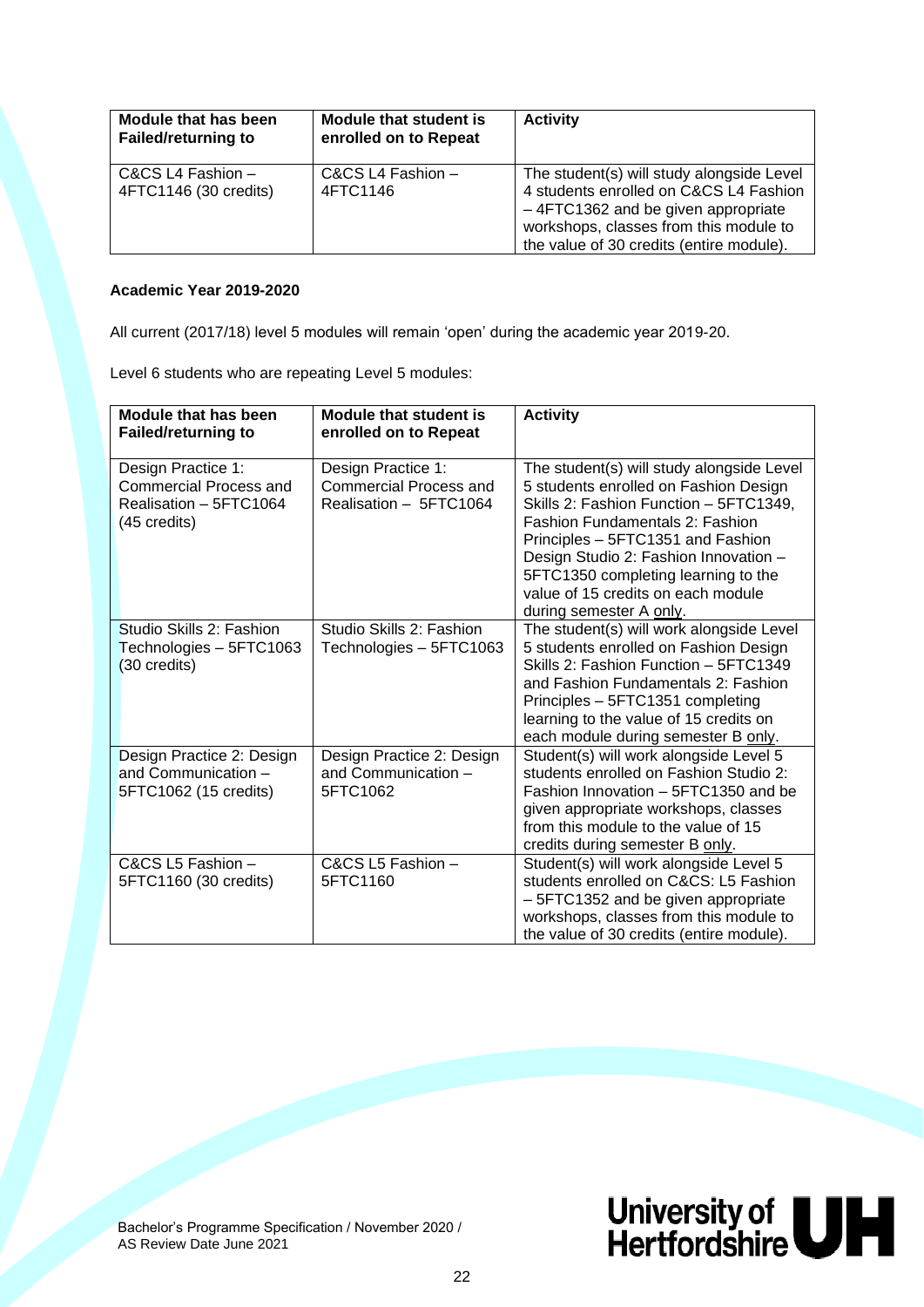| Module that has been Failed/returning to | Module that student is enrolled on to Repeat | Activity |
|---|---|---|
| C&CS L4 Fashion – 4FTC1146 (30 credits) | C&CS L4 Fashion – 4FTC1146 | The student(s) will study alongside Level 4 students enrolled on C&CS L4 Fashion – 4FTC1362 and be given appropriate workshops, classes from this module to the value of 30 credits (entire module). |

**Academic Year 2019-2020**

All current (2017/18) level 5 modules will remain 'open' during the academic year 2019-20.

Level 6 students who are repeating Level 5 modules:

| Module that has been Failed/returning to | Module that student is enrolled on to Repeat | Activity |
|---|---|---|
| Design Practice 1: Commercial Process and Realisation – 5FTC1064 (45 credits) | Design Practice 1: Commercial Process and Realisation – 5FTC1064 | The student(s) will study alongside Level 5 students enrolled on Fashion Design Skills 2: Fashion Function – 5FTC1349, Fashion Fundamentals 2: Fashion Principles – 5FTC1351 and Fashion Design Studio 2: Fashion Innovation – 5FTC1350 completing learning to the value of 15 credits on each module during semester A only. |
| Studio Skills 2: Fashion Technologies – 5FTC1063 (30 credits) | Studio Skills 2: Fashion Technologies – 5FTC1063 | The student(s) will work alongside Level 5 students enrolled on Fashion Design Skills 2: Fashion Function – 5FTC1349 and Fashion Fundamentals 2: Fashion Principles – 5FTC1351 completing learning to the value of 15 credits on each module during semester B only. |
| Design Practice 2: Design and Communication – 5FTC1062 (15 credits) | Design Practice 2: Design and Communication – 5FTC1062 | Student(s) will work alongside Level 5 students enrolled on Fashion Studio 2: Fashion Innovation – 5FTC1350 and be given appropriate workshops, classes from this module to the value of 15 credits during semester B only. |
| C&CS L5 Fashion – 5FTC1160 (30 credits) | C&CS L5 Fashion – 5FTC1160 | Student(s) will work alongside Level 5 students enrolled on C&CS: L5 Fashion – 5FTC1352 and be given appropriate workshops, classes from this module to the value of 30 credits (entire module). |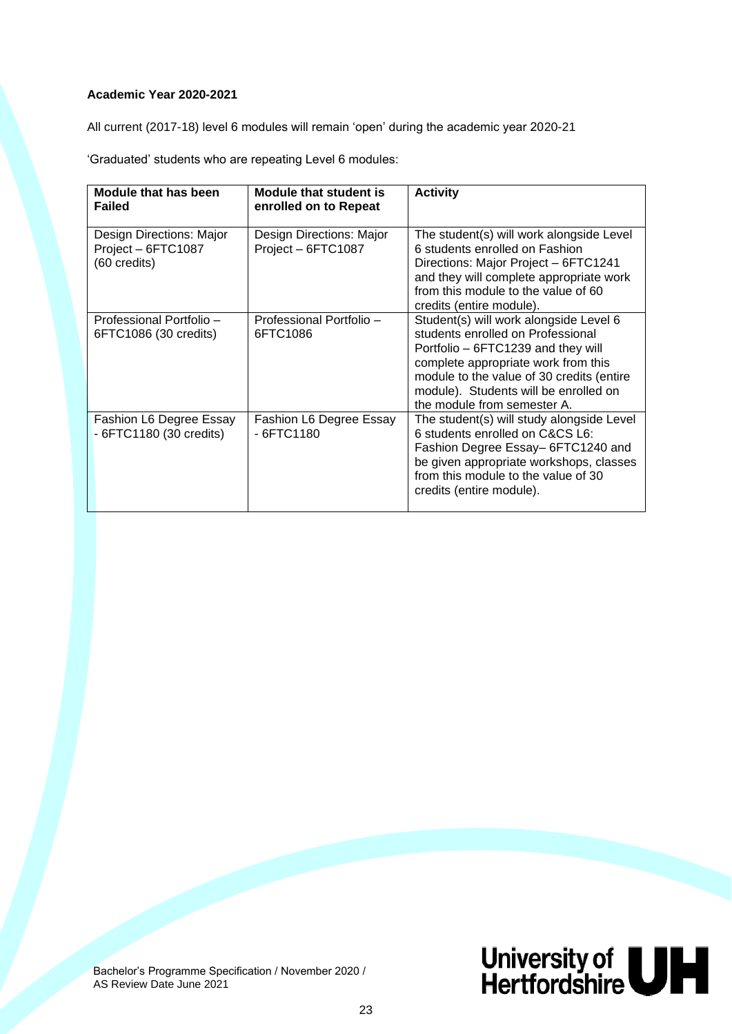**Academic Year 2020-2021**

All current (2017-18) level 6 modules will remain 'open' during the academic year 2020-21

'Graduated' students who are repeating Level 6 modules:

| Module that has been Failed | Module that student is enrolled on to Repeat | Activity |
|---|---|---|
| Design Directions: Major Project – 6FTC1087 (60 credits) | Design Directions: Major Project – 6FTC1087 | The student(s) will work alongside Level 6 students enrolled on Fashion Directions: Major Project – 6FTC1241 and they will complete appropriate work from this module to the value of 60 credits (entire module). |
| Professional Portfolio – 6FTC1086 (30 credits) | Professional Portfolio – 6FTC1086 | Student(s) will work alongside Level 6 students enrolled on Professional Portfolio – 6FTC1239 and they will complete appropriate work from this module to the value of 30 credits (entire module). Students will be enrolled on the module from semester A. |
| Fashion L6 Degree Essay - 6FTC1180 (30 credits) | Fashion L6 Degree Essay - 6FTC1180 | The student(s) will study alongside Level 6 students enrolled on C&CS L6: Fashion Degree Essay– 6FTC1240 and be given appropriate workshops, classes from this module to the value of 30 credits (entire module). |